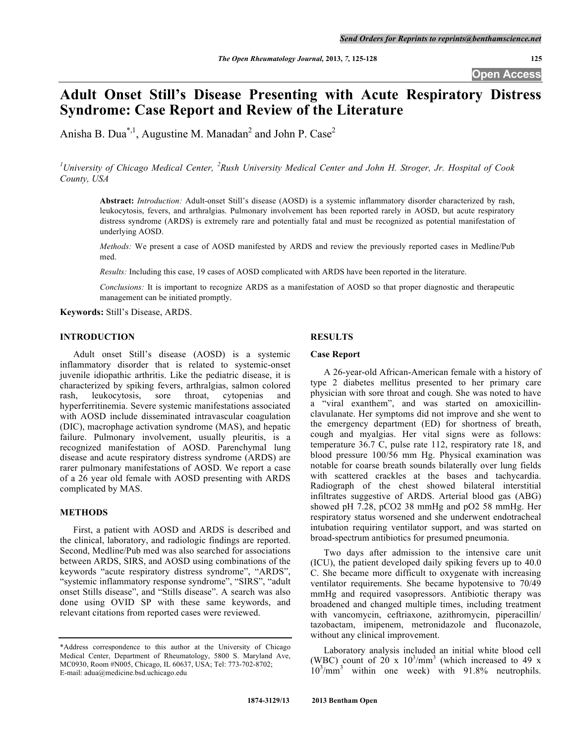# Adult Onset Still's Disease Presenting with Acute Respiratory Distress Syndrome: Case Report and Review of the Literature

Anisha B. Dua[*,1], Augustine M. Manadan[2] and John P. Case[2]

[1]University of Chicago Medical Center, [2]Rush University Medical Center and John H. Stroger, Jr. Hospital of Cook County, USA

**Abstract:** *Introduction:* Adult-onset Still's disease (AOSD) is a systemic inflammatory disorder characterized by rash, leukocytosis, fevers, and arthralgias. Pulmonary involvement has been reported rarely in AOSD, but acute respiratory distress syndrome (ARDS) is extremely rare and potentially fatal and must be recognized as potential manifestation of underlying AOSD.

*Methods:* We present a case of AOSD manifested by ARDS and review the previously reported cases in Medline/Pub med.

*Results:* Including this case, 19 cases of AOSD complicated with ARDS have been reported in the literature.

*Conclusions:* It is important to recognize ARDS as a manifestation of AOSD so that proper diagnostic and therapeutic management can be initiated promptly.

**Keywords:** Still's Disease, ARDS.

## INTRODUCTION

Adult onset Still's disease (AOSD) is a systemic inflammatory disorder that is related to systemic-onset juvenile idiopathic arthritis. Like the pediatric disease, it is characterized by spiking fevers, arthralgias, salmon colored rash, leukocytosis, sore throat, cytopenias and hyperferritinemia. Severe systemic manifestations associated with AOSD include disseminated intravascular coagulation (DIC), macrophage activation syndrome (MAS), and hepatic failure. Pulmonary involvement, usually pleuritis, is a recognized manifestation of AOSD. Parenchymal lung disease and acute respiratory distress syndrome (ARDS) are rarer pulmonary manifestations of AOSD. We report a case of a 26 year old female with AOSD presenting with ARDS complicated by MAS.

## METHODS

First, a patient with AOSD and ARDS is described and the clinical, laboratory, and radiologic findings are reported. Second, Medline/Pub med was also searched for associations between ARDS, SIRS, and AOSD using combinations of the keywords "acute respiratory distress syndrome", "ARDS", "systemic inflammatory response syndrome", "SIRS", "adult onset Stills disease", and "Stills disease". A search was also done using OVID SP with these same keywords, and relevant citations from reported cases were reviewed.

## RESULTS

### Case Report

A 26-year-old African-American female with a history of type 2 diabetes mellitus presented to her primary care physician with sore throat and cough. She was noted to have a "viral exanthem", and was started on amoxicillin-clavulanate. Her symptoms did not improve and she went to the emergency department (ED) for shortness of breath, cough and myalgias. Her vital signs were as follows: temperature 36.7 C, pulse rate 112, respiratory rate 18, and blood pressure 100/56 mm Hg. Physical examination was notable for coarse breath sounds bilaterally over lung fields with scattered crackles at the bases and tachycardia. Radiograph of the chest showed bilateral interstitial infiltrates suggestive of ARDS. Arterial blood gas (ABG) showed pH 7.28, $pCO_2$ 38 mmHg and $pO_2$ 58 mmHg. Her respiratory status worsened and she underwent endotracheal intubation requiring ventilator support, and was started on broad-spectrum antibiotics for presumed pneumonia.

Two days after admission to the intensive care unit (ICU), the patient developed daily spiking fevers up to 40.0 C. She became more difficult to oxygenate with increasing ventilator requirements. She became hypotensive to 70/49 mmHg and required vasopressors. Antibiotic therapy was broadened and changed multiple times, including treatment with vancomycin, ceftriaxone, azithromycin, piperacillin/ tazobactam, imipenem, metronidazole and fluconazole, without any clinical improvement.

Laboratory analysis included an initial white blood cell (WBC) count of 20 x $10^3/mm^3$ (which increased to 49 x $10^3/mm^3$ within one week) with 91.8% neutrophils.

*Address correspondence to this author at the University of Chicago Medical Center, Department of Rheumatology, 5800 S. Maryland Ave, MC0930, Room #N005, Chicago, IL 60637, USA; Tel: 773-702-8702; E-mail: adua@medicine.bsd.uchicago.edu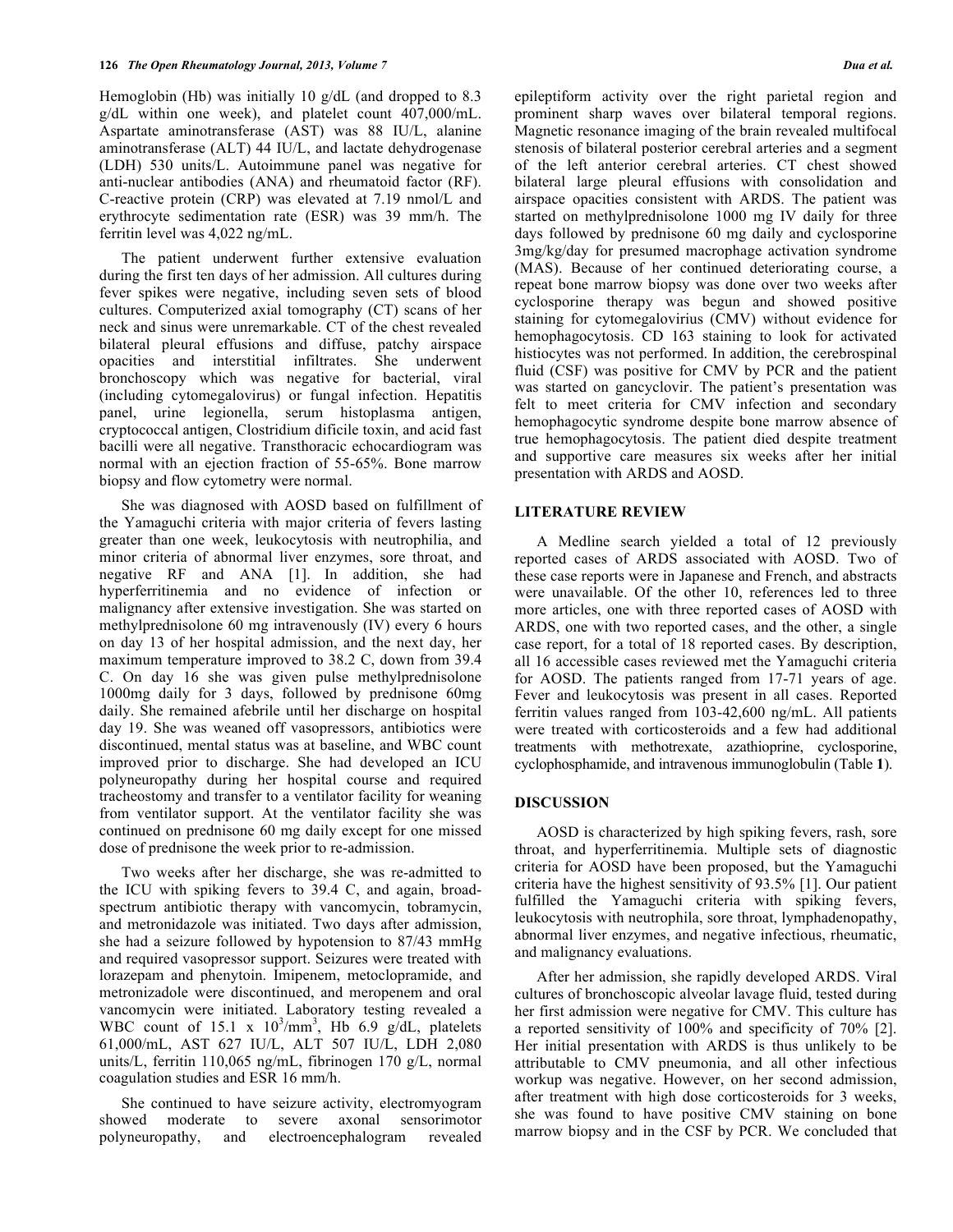Hemoglobin (Hb) was initially 10 g/dL (and dropped to 8.3 g/dL within one week), and platelet count 407,000/mL. Aspartate aminotransferase (AST) was 88 IU/L, alanine aminotransferase (ALT) 44 IU/L, and lactate dehydrogenase (LDH) 530 units/L. Autoimmune panel was negative for anti-nuclear antibodies (ANA) and rheumatoid factor (RF). C-reactive protein (CRP) was elevated at 7.19 nmol/L and erythrocyte sedimentation rate (ESR) was 39 mm/h. The ferritin level was 4,022 ng/mL.

The patient underwent further extensive evaluation during the first ten days of her admission. All cultures during fever spikes were negative, including seven sets of blood cultures. Computerized axial tomography (CT) scans of her neck and sinus were unremarkable. CT of the chest revealed bilateral pleural effusions and diffuse, patchy airspace opacities and interstitial infiltrates. She underwent bronchoscopy which was negative for bacterial, viral (including cytomegalovirus) or fungal infection. Hepatitis panel, urine legionella, serum histoplasma antigen, cryptococcal antigen, Clostridium dificile toxin, and acid fast bacilli were all negative. Transthoracic echocardiogram was normal with an ejection fraction of 55-65%. Bone marrow biopsy and flow cytometry were normal.

She was diagnosed with AOSD based on fulfillment of the Yamaguchi criteria with major criteria of fevers lasting greater than one week, leukocytosis with neutrophilia, and minor criteria of abnormal liver enzymes, sore throat, and negative RF and ANA [1]. In addition, she had hyperferritinemia and no evidence of infection or malignancy after extensive investigation. She was started on methylprednisolone 60 mg intravenously (IV) every 6 hours on day 13 of her hospital admission, and the next day, her maximum temperature improved to 38.2 C, down from 39.4 C. On day 16 she was given pulse methylprednisolone 1000mg daily for 3 days, followed by prednisone 60mg daily. She remained afebrile until her discharge on hospital day 19. She was weaned off vasopressors, antibiotics were discontinued, mental status was at baseline, and WBC count improved prior to discharge. She had developed an ICU polyneuropathy during her hospital course and required tracheostomy and transfer to a ventilator facility for weaning from ventilator support. At the ventilator facility she was continued on prednisone 60 mg daily except for one missed dose of prednisone the week prior to re-admission.

Two weeks after her discharge, she was re-admitted to the ICU with spiking fevers to 39.4 C, and again, broad-spectrum antibiotic therapy with vancomycin, tobramycin, and metronidazole was initiated. Two days after admission, she had a seizure followed by hypotension to 87/43 mmHg and required vasopressor support. Seizures were treated with lorazepam and phenytoin. Imipenem, metoclopramide, and metronizadole were discontinued, and meropenem and oral vancomycin were initiated. Laboratory testing revealed a WBC count of 15.1 x $10^3$/mm$^3$, Hb 6.9 g/dL, platelets 61,000/mL, AST 627 IU/L, ALT 507 IU/L, LDH 2,080 units/L, ferritin 110,065 ng/mL, fibrinogen 170 g/L, normal coagulation studies and ESR 16 mm/h.

She continued to have seizure activity, electromyogram showed moderate to severe axonal sensorimotor polyneuropathy, and electroencephalogram revealed epileptiform activity over the right parietal region and prominent sharp waves over bilateral temporal regions. Magnetic resonance imaging of the brain revealed multifocal stenosis of bilateral posterior cerebral arteries and a segment of the left anterior cerebral arteries. CT chest showed bilateral large pleural effusions with consolidation and airspace opacities consistent with ARDS. The patient was started on methylprednisolone 1000 mg IV daily for three days followed by prednisone 60 mg daily and cyclosporine 3mg/kg/day for presumed macrophage activation syndrome (MAS). Because of her continued deteriorating course, a repeat bone marrow biopsy was done over two weeks after cyclosporine therapy was begun and showed positive staining for cytomegalovirus (CMV) without evidence for hemophagocytosis. CD 163 staining to look for activated histiocytes was not performed. In addition, the cerebrospinal fluid (CSF) was positive for CMV by PCR and the patient was started on gancyclovir. The patient's presentation was felt to meet criteria for CMV infection and secondary hemophagocytic syndrome despite bone marrow absence of true hemophagocytosis. The patient died despite treatment and supportive care measures six weeks after her initial presentation with ARDS and AOSD.

## LITERATURE REVIEW

A Medline search yielded a total of 12 previously reported cases of ARDS associated with AOSD. Two of these case reports were in Japanese and French, and abstracts were unavailable. Of the other 10, references led to three more articles, one with three reported cases of AOSD with ARDS, one with two reported cases, and the other, a single case report, for a total of 18 reported cases. By description, all 16 accessible cases reviewed met the Yamaguchi criteria for AOSD. The patients ranged from 17-71 years of age. Fever and leukocytosis was present in all cases. Reported ferritin values ranged from 103-42,600 ng/mL. All patients were treated with corticosteroids and a few had additional treatments with methotrexate, azathioprine, cyclosporine, cyclophosphamide, and intravenous immunoglobulin (Table **1**).

## DISCUSSION

AOSD is characterized by high spiking fevers, rash, sore throat, and hyperferritinemia. Multiple sets of diagnostic criteria for AOSD have been proposed, but the Yamaguchi criteria have the highest sensitivity of 93.5% [1]. Our patient fulfilled the Yamaguchi criteria with spiking fevers, leukocytosis with neutrophila, sore throat, lymphadenopathy, abnormal liver enzymes, and negative infectious, rheumatic, and malignancy evaluations.

After her admission, she rapidly developed ARDS. Viral cultures of bronchoscopic alveolar lavage fluid, tested during her first admission were negative for CMV. This culture has a reported sensitivity of 100% and specificity of 70% [2]. Her initial presentation with ARDS is thus unlikely to be attributable to CMV pneumonia, and all other infectious workup was negative. However, on her second admission, after treatment with high dose corticosteroids for 3 weeks, she was found to have positive CMV staining on bone marrow biopsy and in the CSF by PCR. We concluded that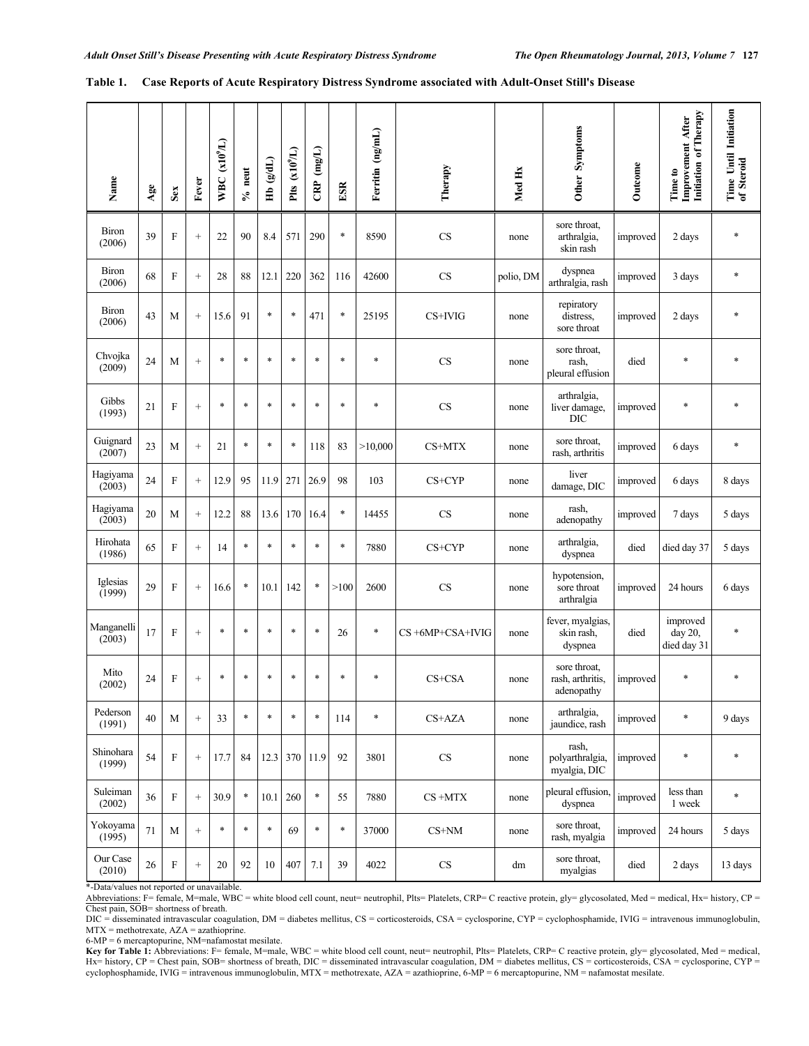**Table 1. Case Reports of Acute Respiratory Distress Syndrome associated with Adult-Onset Still's Disease**

| Name | Age | Sex | Fever | WBC ($x10^9$/L) | % neut | Hb (g/dL) | Plts ($x10^9$/L) | CRP (mg/L) | ESR | Ferritin (ng/mL) | Therapy | Med Hx | Other Symptoms | Outcome | Time to Improvement After Initiation of Therapy | Time Until Initiation of Steroid |
|---|---|---|---|---|---|---|---|---|---|---|---|---|---|---|---|---|
| Biron (2006) | 39 | F | + | 22 | 90 | 8.4 | 571 | 290 | * | 8590 | CS | none | sore throat, arthralgia, skin rash | improved | 2 days | * |
| Biron (2006) | 68 | F | + | 28 | 88 | 12.1 | 220 | 362 | 116 | 42600 | CS | polio, DM | dyspnea arthralgia, rash | improved | 3 days | * |
| Biron (2006) | 43 | M | + | 15.6 | 91 | * | * | 471 | * | 25195 | CS+IVIG | none | repiratory distress, sore throat | improved | 2 days | * |
| Chvojka (2009) | 24 | M | + | * | * | * | * | * | * | * | CS | none | sore throat, rash, pleural effusion | died | * | * |
| Gibbs (1993) | 21 | F | + | * | * | * | * | * | * | * | CS | none | arthralgia, liver damage, DIC | improved | * | * |
| Guignard (2007) | 23 | M | + | 21 | * | * | * | 118 | 83 | >10,000 | CS+MTX | none | sore throat, rash, arthritis | improved | 6 days | * |
| Hagiyama (2003) | 24 | F | + | 12.9 | 95 | 11.9 | 271 | 26.9 | 98 | 103 | CS+CYP | none | liver damage, DIC | improved | 6 days | 8 days |
| Hagiyama (2003) | 20 | M | + | 12.2 | 88 | 13.6 | 170 | 16.4 | * | 14455 | CS | none | rash, adenopathy | improved | 7 days | 5 days |
| Hirohata (1986) | 65 | F | + | 14 | * | * | * | * | * | 7880 | CS+CYP | none | arthralgia, dyspnea | died | died day 37 | 5 days |
| Iglesias (1999) | 29 | F | + | 16.6 | * | 10.1 | 142 | * | >100 | 2600 | CS | none | hypotension, sore throat arthralgia | improved | 24 hours | 6 days |
| Manganelli (2003) | 17 | F | + | * | * | * | * | * | 26 | * | CS +6MP+CSA+IVIG | none | fever, myalgias, skin rash, dyspnea | died | improved day 20, died day 31 | * |
| Mito (2002) | 24 | F | + | * | * | * | * | * | * | * | CS+CSA | none | sore throat, rash, arthritis, adenopathy | improved | * | * |
| Pederson (1991) | 40 | M | + | 33 | * | * | * | * | 114 | * | CS+AZA | none | arthralgia, jaundice, rash | improved | * | 9 days |
| Shinohara (1999) | 54 | F | + | 17.7 | 84 | 12.3 | 370 | 11.9 | 92 | 3801 | CS | none | rash, polyarthralgia, myalgia, DIC | improved | * | * |
| Suleiman (2002) | 36 | F | + | 30.9 | * | 10.1 | 260 | * | 55 | 7880 | CS +MTX | none | pleural effusion, dyspnea | improved | less than 1 week | * |
| Yokoyama (1995) | 71 | M | + | * | * | * | 69 | * | * | 37000 | CS+NM | none | sore throat, rash, myalgia | improved | 24 hours | 5 days |
| Our Case (2010) | 26 | F | + | 20 | 92 | 10 | 407 | 7.1 | 39 | 4022 | CS | dm | sore throat, myalgias | died | 2 days | 13 days |

*-Data/values not reported or unavailable.

Abbreviations: F= female, M=male, WBC = white blood cell count, neut= neutrophil, Plts= Platelets, CRP= C reactive protein, gly= glycosolated, Med = medical, Hx= history, CP = Chest pain, SOB= shortness of breath.

DIC = disseminated intravascular coagulation, DM = diabetes mellitus, CS = corticosteroids, CSA = cyclosporine, CYP = cyclophosphamide, IVIG = intravenous immunoglobulin, MTX = methotrexate, AZA = azathioprine.

6-MP = 6 mercaptopurine, NM=nafamostat mesilate.

**Key for Table 1:** Abbreviations: F= female, M=male, WBC = white blood cell count, neut= neutrophil, Plts= Platelets, CRP= C reactive protein, gly= glycosolated, Med = medical, Hx= history, CP = Chest pain, SOB= shortness of breath, DIC = disseminated intravascular coagulation, DM = diabetes mellitus, CS = corticosteroids, CSA = cyclosporine, CYP = cyclophosphamide, IVIG = intravenous immunoglobulin, MTX = methotrexate, AZA = azathioprine, 6-MP = 6 mercaptopurine, NM = nafamostat mesilate.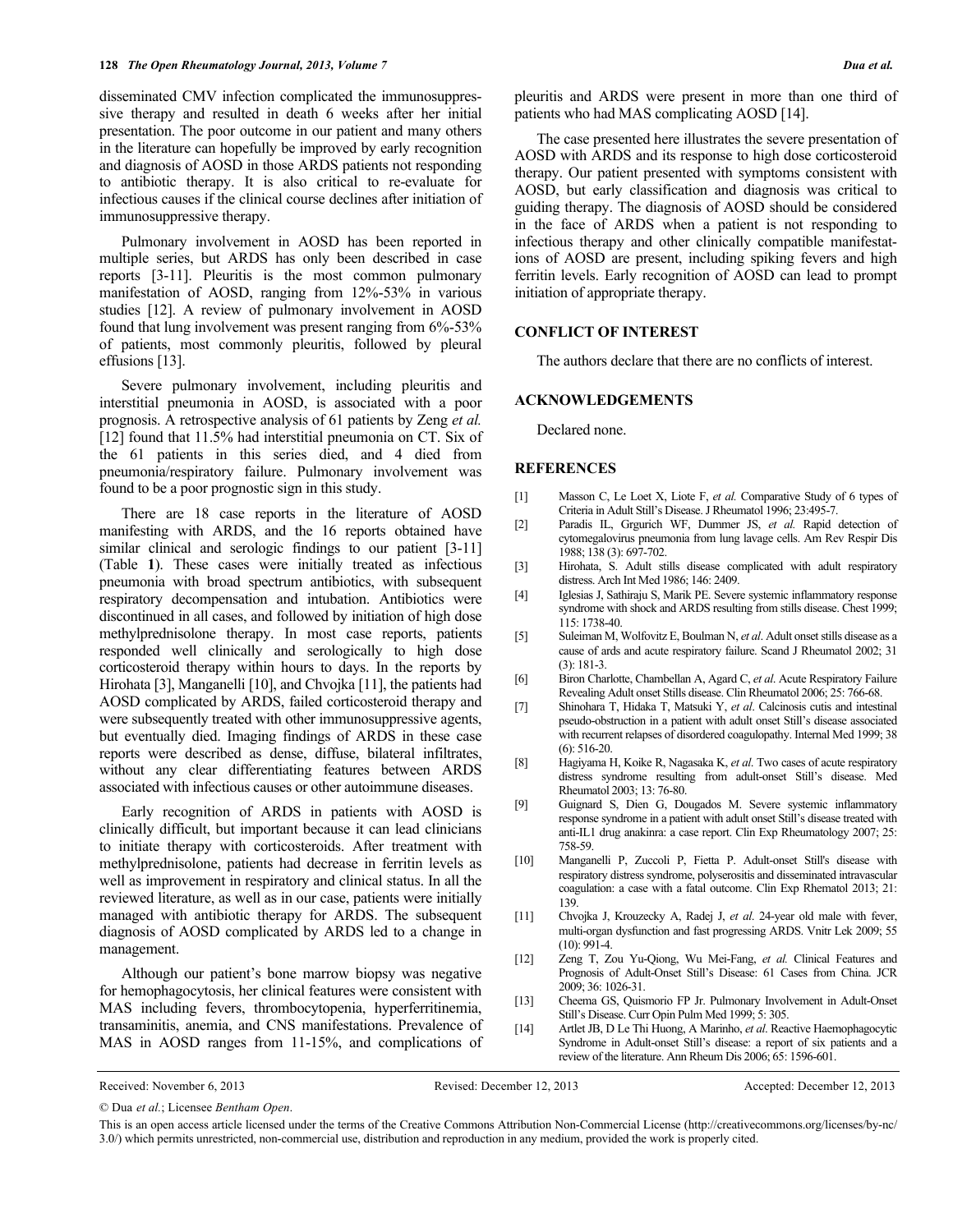disseminated CMV infection complicated the immunosuppressive therapy and resulted in death 6 weeks after her initial presentation. The poor outcome in our patient and many others in the literature can hopefully be improved by early recognition and diagnosis of AOSD in those ARDS patients not responding to antibiotic therapy. It is also critical to re-evaluate for infectious causes if the clinical course declines after initiation of immunosuppressive therapy.

Pulmonary involvement in AOSD has been reported in multiple series, but ARDS has only been described in case reports [3-11]. Pleuritis is the most common pulmonary manifestation of AOSD, ranging from 12%-53% in various studies [12]. A review of pulmonary involvement in AOSD found that lung involvement was present ranging from 6%-53% of patients, most commonly pleuritis, followed by pleural effusions [13].

Severe pulmonary involvement, including pleuritis and interstitial pneumonia in AOSD, is associated with a poor prognosis. A retrospective analysis of 61 patients by Zeng *et al.* [12] found that 11.5% had interstitial pneumonia on CT. Six of the 61 patients in this series died, and 4 died from pneumonia/respiratory failure. Pulmonary involvement was found to be a poor prognostic sign in this study.

There are 18 case reports in the literature of AOSD manifesting with ARDS, and the 16 reports obtained have similar clinical and serologic findings to our patient [3-11] (Table **1**). These cases were initially treated as infectious pneumonia with broad spectrum antibiotics, with subsequent respiratory decompensation and intubation. Antibiotics were discontinued in all cases, and followed by initiation of high dose methylprednisolone therapy. In most case reports, patients responded well clinically and serologically to high dose corticosteroid therapy within hours to days. In the reports by Hirohata [3], Manganelli [10], and Chvojka [11], the patients had AOSD complicated by ARDS, failed corticosteroid therapy and were subsequently treated with other immunosuppressive agents, but eventually died. Imaging findings of ARDS in these case reports were described as dense, diffuse, bilateral infiltrates, without any clear differentiating features between ARDS associated with infectious causes or other autoimmune diseases.

Early recognition of ARDS in patients with AOSD is clinically difficult, but important because it can lead clinicians to initiate therapy with corticosteroids. After treatment with methylprednisolone, patients had decrease in ferritin levels as well as improvement in respiratory and clinical status. In all the reviewed literature, as well as in our case, patients were initially managed with antibiotic therapy for ARDS. The subsequent diagnosis of AOSD complicated by ARDS led to a change in management.

Although our patient's bone marrow biopsy was negative for hemophagocytosis, her clinical features were consistent with MAS including fevers, thrombocytopenia, hyperferritinemia, transaminitis, anemia, and CNS manifestations. Prevalence of MAS in AOSD ranges from 11-15%, and complications of pleuritis and ARDS were present in more than one third of patients who had MAS complicating AOSD [14].

The case presented here illustrates the severe presentation of AOSD with ARDS and its response to high dose corticosteroid therapy. Our patient presented with symptoms consistent with AOSD, but early classification and diagnosis was critical to guiding therapy. The diagnosis of AOSD should be considered in the face of ARDS when a patient is not responding to infectious therapy and other clinically compatible manifestations of AOSD are present, including spiking fevers and high ferritin levels. Early recognition of AOSD can lead to prompt initiation of appropriate therapy.

## CONFLICT OF INTEREST

The authors declare that there are no conflicts of interest.

## ACKNOWLEDGEMENTS

Declared none.

## REFERENCES

[1] Masson C, Le Loet X, Liote F, *et al.* Comparative Study of 6 types of Criteria in Adult Still's Disease. J Rheumatol 1996; 23:495-7.

[2] Paradis IL, Grgurich WF, Dummer JS, *et al.* Rapid detection of cytomegalovirus pneumonia from lung lavage cells. Am Rev Respir Dis 1988; 138 (3): 697-702.

[3] Hirohata, S. Adult stills disease complicated with adult respiratory distress. Arch Int Med 1986; 146: 2409.

[4] Iglesias J, Sathiraju S, Marik PE. Severe systemic inflammatory response syndrome with shock and ARDS resulting from stills disease. Chest 1999; 115: 1738-40.

[5] Suleiman M, Wolfovitz E, Boulman N, *et al*. Adult onset stills disease as a cause of ards and acute respiratory failure. Scand J Rheumatol 2002; 31 (3): 181-3.

[6] Biron Charlotte, Chambellan A, Agard C, *et al*. Acute Respiratory Failure Revealing Adult onset Stills disease. Clin Rheumatol 2006; 25: 766-68.

[7] Shinohara T, Hidaka T, Matsuki Y, *et al*. Calcinosis cutis and intestinal pseudo-obstruction in a patient with adult onset Still's disease associated with recurrent relapses of disordered coagulopathy. Internal Med 1999; 38 (6): 516-20.

[8] Hagiyama H, Koike R, Nagasaka K, *et al*. Two cases of acute respiratory distress syndrome resulting from adult-onset Still's disease. Med Rheumatol 2003; 13: 76-80.

[9] Guignard S, Dien G, Dougados M. Severe systemic inflammatory response syndrome in a patient with adult onset Still's disease treated with anti-IL1 drug anakinra: a case report. Clin Exp Rheumatology 2007; 25: 758-59.

[10] Manganelli P, Zuccoli P, Fietta P. Adult-onset Still's disease with respiratory distress syndrome, polyserositis and disseminated intravascular coagulation: a case with a fatal outcome. Clin Exp Rhematol 2013; 21: 139.

[11] Chvojka J, Krouzecky A, Radej J, *et al*. 24-year old male with fever, multi-organ dysfunction and fast progressing ARDS. Vnitr Lek 2009; 55 (10): 991-4.

[12] Zeng T, Zou Yu-Qiong, Wu Mei-Fang, *et al.* Clinical Features and Prognosis of Adult-Onset Still's Disease: 61 Cases from China. JCR 2009; 36: 1026-31.

[13] Cheema GS, Quismorio FP Jr. Pulmonary Involvement in Adult-Onset Still's Disease. Curr Opin Pulm Med 1999; 5: 305.

[14] Artlet JB, D Le Thi Huong, A Marinho, *et al*. Reactive Haemophagocytic Syndrome in Adult-onset Still's disease: a report of six patients and a review of the literature. Ann Rheum Dis 2006; 65: 1596-601.

Received: November 6, 2013 Revised: December 12, 2013 Accepted: December 12, 2013

© Dua *et al.*; Licensee *Bentham Open*.

This is an open access article licensed under the terms of the Creative Commons Attribution Non-Commercial License (http://creativecommons.org/licenses/by-nc/3.0/) which permits unrestricted, non-commercial use, distribution and reproduction in any medium, provided the work is properly cited.